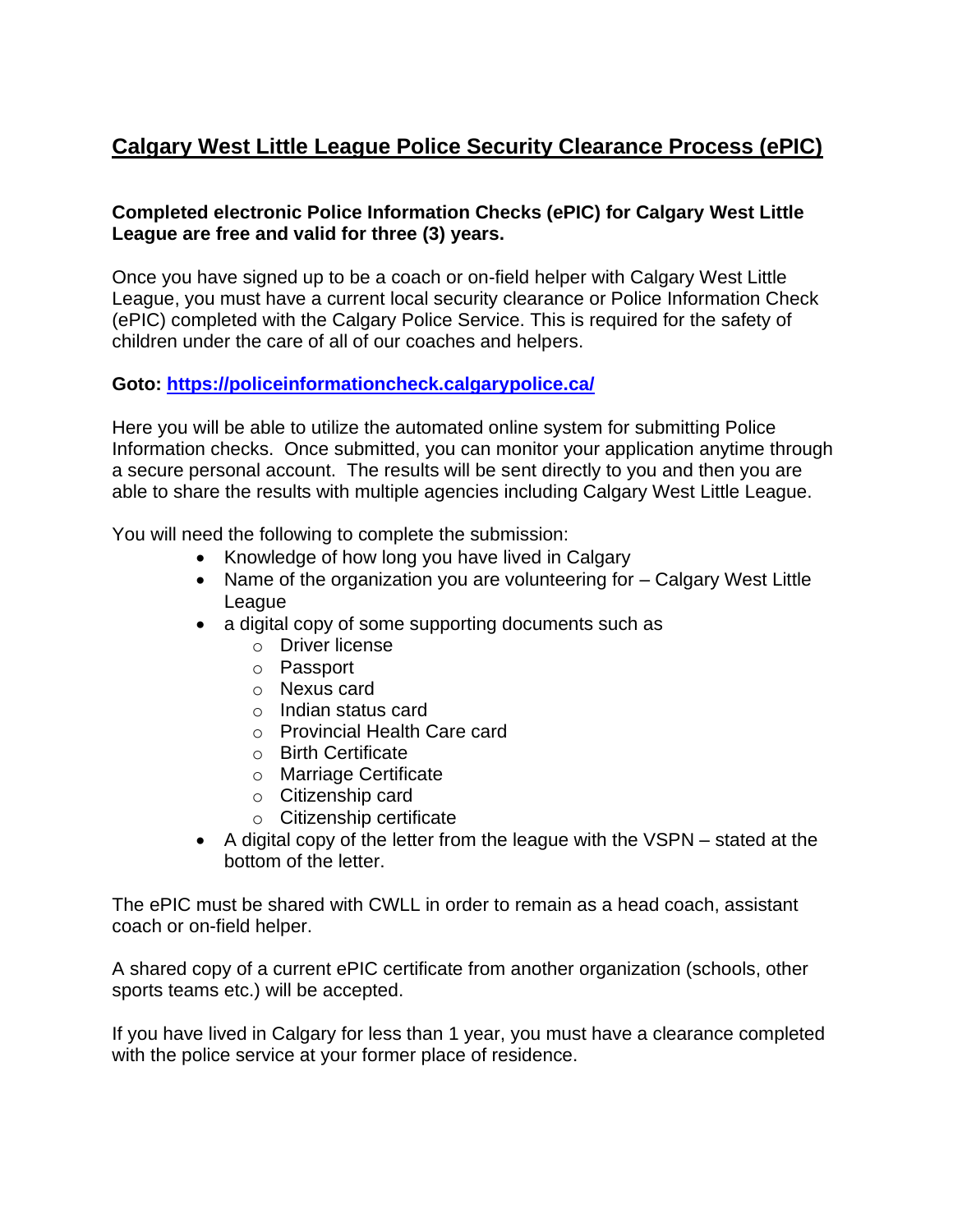# Calgary West Little League Police Security Clearance Process (ePIC)

**Completed electronic Police Information Checks (ePIC) for Calgary West Little League are free and valid for three (3) years.**

Once you have signed up to be a coach or on-field helper with Calgary West Little League, you must have a current local security clearance or Police Information Check (ePIC) completed with the Calgary Police Service. This is required for the safety of children under the care of all of our coaches and helpers.

**Goto: [https://policeinformationcheck.calgarypolice.ca/](https://policeinformationcheck.calgarypolice.ca/)**

Here you will be able to utilize the automated online system for submitting Police Information checks. Once submitted, you can monitor your application anytime through a secure personal account. The results will be sent directly to you and then you are able to share the results with multiple agencies including Calgary West Little League.

You will need the following to complete the submission:

- Knowledge of how long you have lived in Calgary
- Name of the organization you are volunteering for – Calgary West Little League
- a digital copy of some supporting documents such as
  - Driver license
  - Passport
  - Nexus card
  - Indian status card
  - Provincial Health Care card
  - Birth Certificate
  - Marriage Certificate
  - Citizenship card
  - Citizenship certificate
- A digital copy of the letter from the league with the VSPN – stated at the bottom of the letter.

The ePIC must be shared with CWLL in order to remain as a head coach, assistant coach or on-field helper.

A shared copy of a current ePIC certificate from another organization (schools, other sports teams etc.) will be accepted.

If you have lived in Calgary for less than 1 year, you must have a clearance completed with the police service at your former place of residence.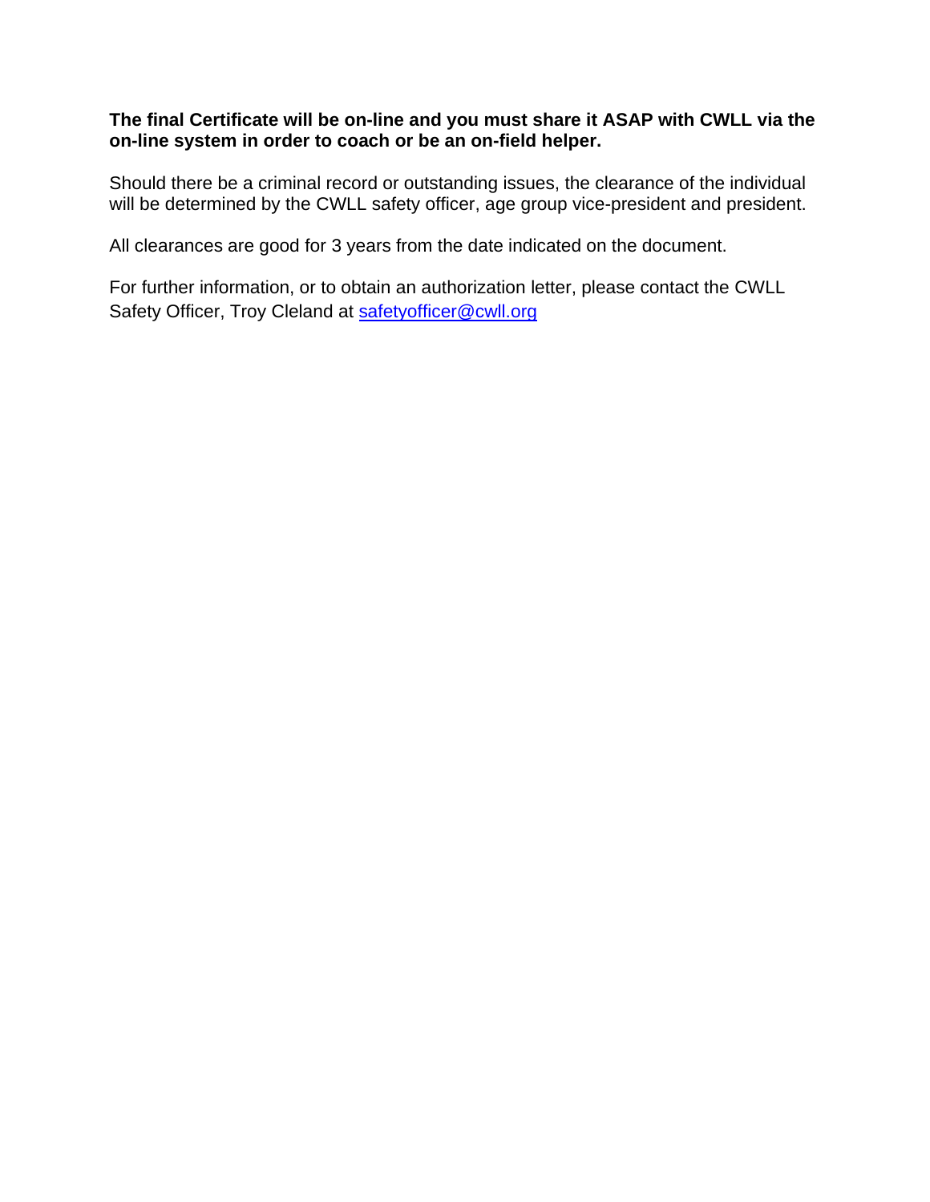**The final Certificate will be on-line and you must share it ASAP with CWLL via the on-line system in order to coach or be an on-field helper.**

Should there be a criminal record or outstanding issues, the clearance of the individual will be determined by the CWLL safety officer, age group vice-president and president.

All clearances are good for 3 years from the date indicated on the document.

For further information, or to obtain an authorization letter, please contact the CWLL Safety Officer, Troy Cleland at [safetyofficer@cwll.org](mailto:safetyofficer@cwll.org)